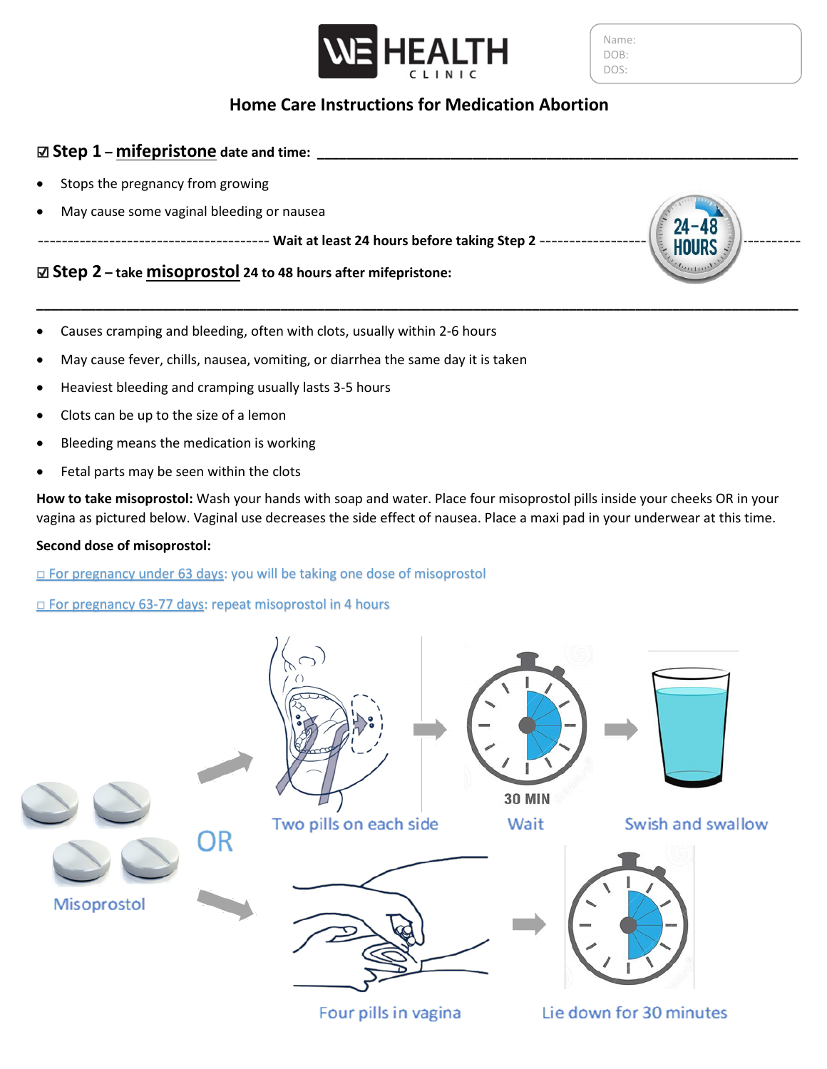WE HEALTH CLINIC

Name:
DOB:
DOS:

# Home Care Instructions for Medication Abortion

## ☑ Step 1 – mifepristone date and time: ____________________

- Stops the pregnancy from growing
- May cause some vaginal bleeding or nausea

---------------- **Wait at least 24 hours before taking Step 2** ---------------- 24-48 HOURS

## ☑ Step 2 – take misoprostol 24 to 48 hours after mifepristone:

____________________

- Causes cramping and bleeding, often with clots, usually within 2-6 hours
- May cause fever, chills, nausea, vomiting, or diarrhea the same day it is taken
- Heaviest bleeding and cramping usually lasts 3-5 hours
- Clots can be up to the size of a lemon
- Bleeding means the medication is working
- Fetal parts may be seen within the clots

**How to take misoprostol:** Wash your hands with soap and water. Place four misoprostol pills inside your cheeks OR in your vagina as pictured below. Vaginal use decreases the side effect of nausea. Place a maxi pad in your underwear at this time.

**Second dose of misoprostol:**

□ For pregnancy under 63 days: you will be taking one dose of misoprostol

□ For pregnancy 63-77 days: repeat misoprostol in 4 hours

Misoprostol → Two pills on each side → 30 MIN Wait → Swish and swallow

OR

Misoprostol → Four pills in vagina → Lie down for 30 minutes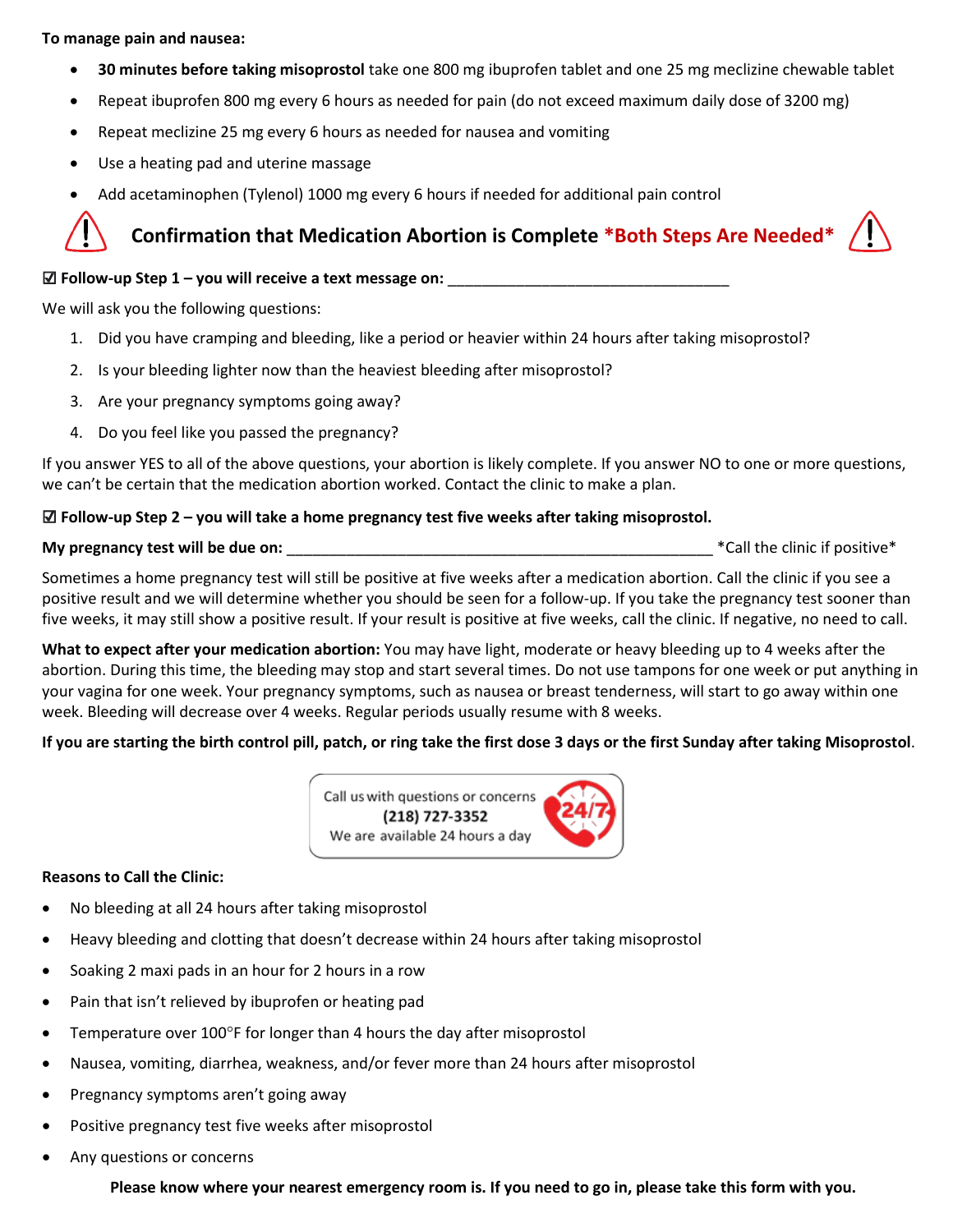**To manage pain and nausea:**

- **30 minutes before taking misoprostol** take one 800 mg ibuprofen tablet and one 25 mg meclizine chewable tablet
- Repeat ibuprofen 800 mg every 6 hours as needed for pain (do not exceed maximum daily dose of 3200 mg)
- Repeat meclizine 25 mg every 6 hours as needed for nausea and vomiting
- Use a heating pad and uterine massage
- Add acetaminophen (Tylenol) 1000 mg every 6 hours if needed for additional pain control

## Confirmation that Medication Abortion is Complete *Both Steps Are Needed*

**☑ Follow-up Step 1 – you will receive a text message on:** _________________________________

We will ask you the following questions:

1. Did you have cramping and bleeding, like a period or heavier within 24 hours after taking misoprostol?
2. Is your bleeding lighter now than the heaviest bleeding after misoprostol?
3. Are your pregnancy symptoms going away?
4. Do you feel like you passed the pregnancy?

If you answer YES to all of the above questions, your abortion is likely complete. If you answer NO to one or more questions, we can't be certain that the medication abortion worked. Contact the clinic to make a plan.

**☑ Follow-up Step 2 – you will take a home pregnancy test five weeks after taking misoprostol.**

**My pregnancy test will be due on:** ____________________________________________________ *Call the clinic if positive*

Sometimes a home pregnancy test will still be positive at five weeks after a medication abortion. Call the clinic if you see a positive result and we will determine whether you should be seen for a follow-up. If you take the pregnancy test sooner than five weeks, it may still show a positive result. If your result is positive at five weeks, call the clinic. If negative, no need to call.

**What to expect after your medication abortion:** You may have light, moderate or heavy bleeding up to 4 weeks after the abortion. During this time, the bleeding may stop and start several times. Do not use tampons for one week or put anything in your vagina for one week. Your pregnancy symptoms, such as nausea or breast tenderness, will start to go away within one week. Bleeding will decrease over 4 weeks. Regular periods usually resume with 8 weeks.

**If you are starting the birth control pill, patch, or ring take the first dose 3 days or the first Sunday after taking Misoprostol**.

Call us with questions or concerns
**(218) 727-3352**
We are available 24 hours a day
24/7

**Reasons to Call the Clinic:**

- No bleeding at all 24 hours after taking misoprostol
- Heavy bleeding and clotting that doesn't decrease within 24 hours after taking misoprostol
- Soaking 2 maxi pads in an hour for 2 hours in a row
- Pain that isn't relieved by ibuprofen or heating pad
- Temperature over 100°F for longer than 4 hours the day after misoprostol
- Nausea, vomiting, diarrhea, weakness, and/or fever more than 24 hours after misoprostol
- Pregnancy symptoms aren't going away
- Positive pregnancy test five weeks after misoprostol
- Any questions or concerns

**Please know where your nearest emergency room is. If you need to go in, please take this form with you.**